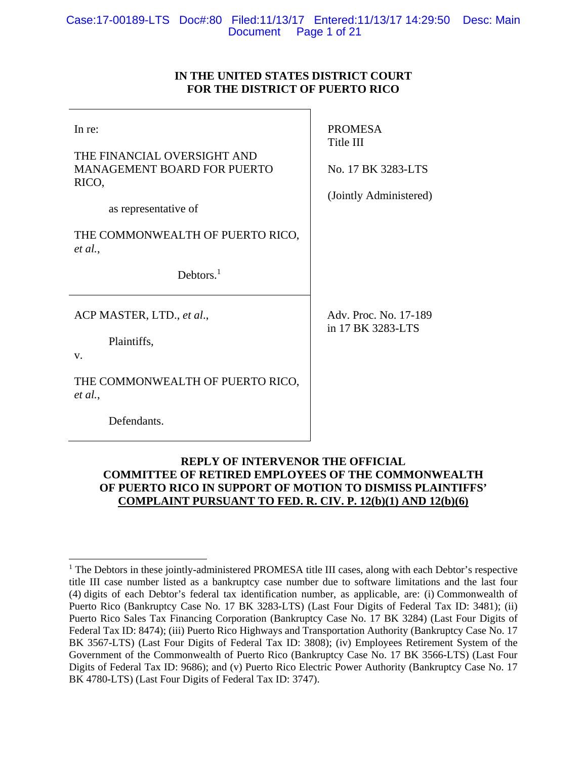**IN THE UNITED STATES DISTRICT COURT**
**FOR THE DISTRICT OF PUERTO RICO**

| | |
|---|---|
| In re:<br><br>THE FINANCIAL OVERSIGHT AND MANAGEMENT BOARD FOR PUERTO RICO,<br><br>as representative of<br><br>THE COMMONWEALTH OF PUERTO RICO, *et al.*,<br><br>Debtors.[1] | PROMESA<br>Title III<br><br>No. 17 BK 3283-LTS<br><br>(Jointly Administered) |
| ACP MASTER, LTD., *et al*.,<br><br>Plaintiffs,<br><br>v.<br><br>THE COMMONWEALTH OF PUERTO RICO, *et al.*,<br><br>Defendants. | Adv. Proc. No. 17-189<br>in 17 BK 3283-LTS |

**REPLY OF INTERVENOR THE OFFICIAL COMMITTEE OF RETIRED EMPLOYEES OF THE COMMONWEALTH OF PUERTO RICO IN SUPPORT OF MOTION TO DISMISS PLAINTIFFS' COMPLAINT PURSUANT TO FED. R. CIV. P. 12(b)(1) AND 12(b)(6)**

---

[1] The Debtors in these jointly-administered PROMESA title III cases, along with each Debtor's respective title III case number listed as a bankruptcy case number due to software limitations and the last four (4) digits of each Debtor's federal tax identification number, as applicable, are: (i) Commonwealth of Puerto Rico (Bankruptcy Case No. 17 BK 3283-LTS) (Last Four Digits of Federal Tax ID: 3481); (ii) Puerto Rico Sales Tax Financing Corporation (Bankruptcy Case No. 17 BK 3284) (Last Four Digits of Federal Tax ID: 8474); (iii) Puerto Rico Highways and Transportation Authority (Bankruptcy Case No. 17 BK 3567-LTS) (Last Four Digits of Federal Tax ID: 3808); (iv) Employees Retirement System of the Government of the Commonwealth of Puerto Rico (Bankruptcy Case No. 17 BK 3566-LTS) (Last Four Digits of Federal Tax ID: 9686); and (v) Puerto Rico Electric Power Authority (Bankruptcy Case No. 17 BK 4780-LTS) (Last Four Digits of Federal Tax ID: 3747).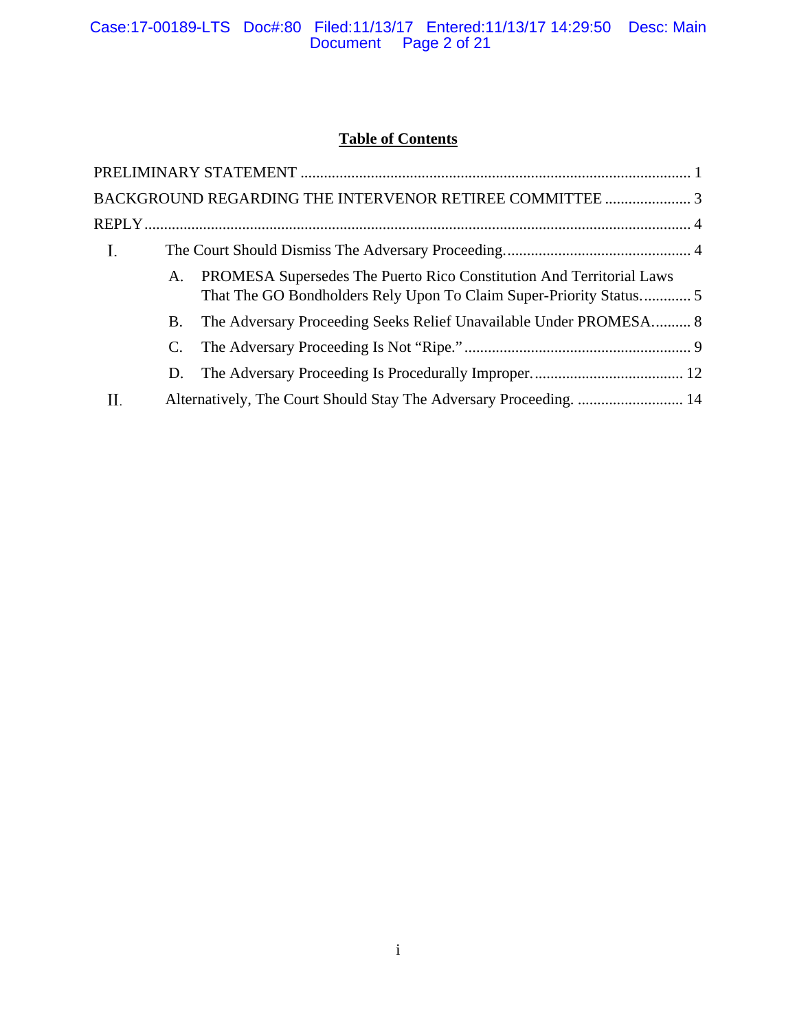# Table of Contents

PRELIMINARY STATEMENT .................................................................................................... 1

BACKGROUND REGARDING THE INTERVENOR RETIREE COMMITTEE ...................... 3

REPLY ........................................................................................................................................... 4

I. The Court Should Dismiss The Adversary Proceeding. ............................................... 4

   A. PROMESA Supersedes The Puerto Rico Constitution And Territorial Laws That The GO Bondholders Rely Upon To Claim Super-Priority Status. ............ 5

   B. The Adversary Proceeding Seeks Relief Unavailable Under PROMESA. ......... 8

   C. The Adversary Proceeding Is Not "Ripe." ......................................................... 9

   D. The Adversary Proceeding Is Procedurally Improper. ...................................... 12

II. Alternatively, The Court Should Stay The Adversary Proceeding. ........................... 14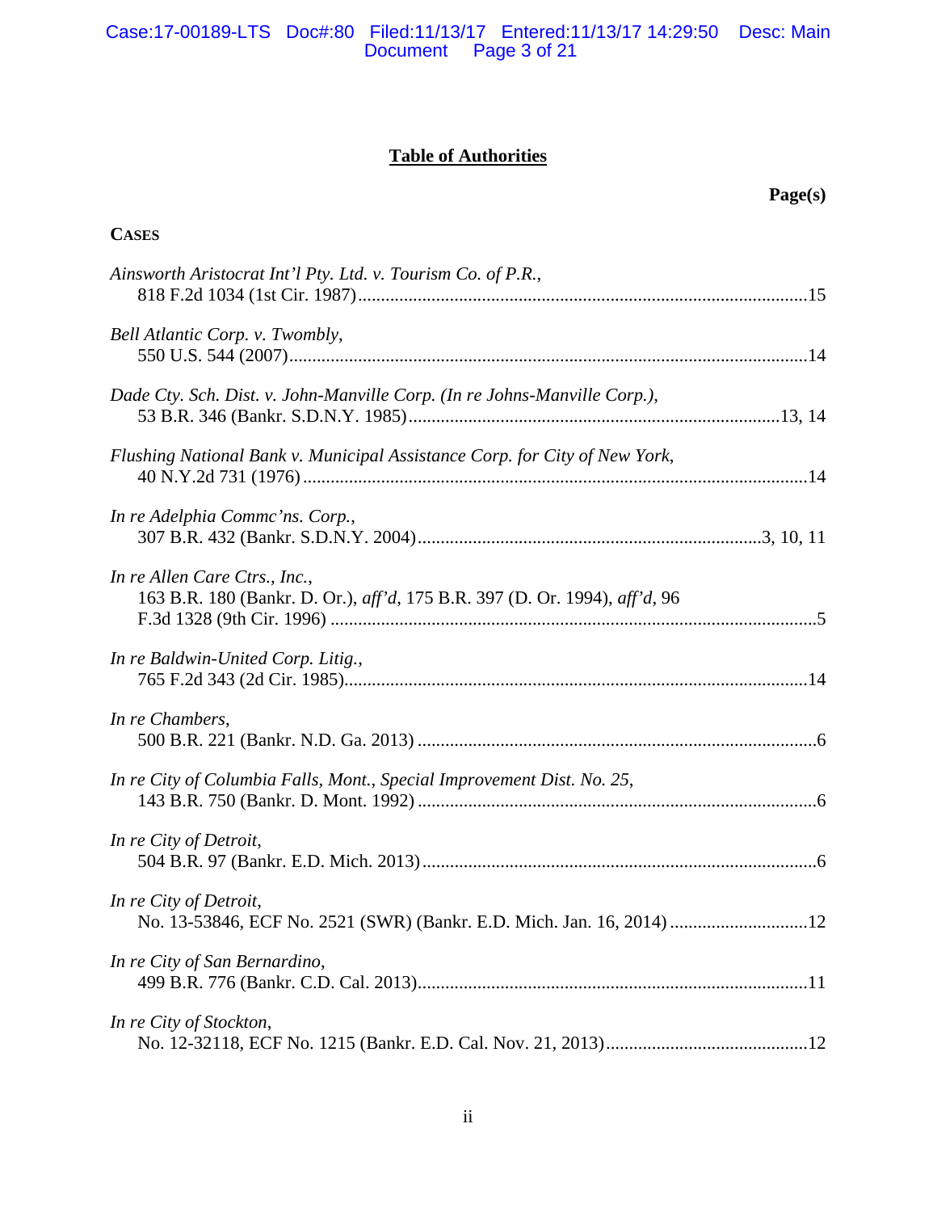# Table of Authorities

**Page(s)**

**CASES**

*Ainsworth Aristocrat Int'l Pty. Ltd. v. Tourism Co. of P.R.*,
818 F.2d 1034 (1st Cir. 1987) ........................................................................................15

*Bell Atlantic Corp. v. Twombly*,
550 U.S. 544 (2007) ........................................................................................................14

*Dade Cty. Sch. Dist. v. John-Manville Corp. (In re Johns-Manville Corp.)*,
53 B.R. 346 (Bankr. S.D.N.Y. 1985) ........................................................................13, 14

*Flushing National Bank v. Municipal Assistance Corp. for City of New York*,
40 N.Y.2d 731 (1976) .....................................................................................................14

*In re Adelphia Commc'ns. Corp.*,
307 B.R. 432 (Bankr. S.D.N.Y. 2004) ....................................................................3, 10, 11

*In re Allen Care Ctrs., Inc.*,
163 B.R. 180 (Bankr. D. Or.), *aff'd*, 175 B.R. 397 (D. Or. 1994), *aff'd*, 96 F.3d 1328 (9th Cir. 1996) ................................................................................................5

*In re Baldwin-United Corp. Litig.*,
765 F.2d 343 (2d Cir. 1985) ...........................................................................................14

*In re Chambers*,
500 B.R. 221 (Bankr. N.D. Ga. 2013) ..............................................................................6

*In re City of Columbia Falls, Mont., Special Improvement Dist. No. 25*,
143 B.R. 750 (Bankr. D. Mont. 1992) ..............................................................................6

*In re City of Detroit*,
504 B.R. 97 (Bankr. E.D. Mich. 2013) .............................................................................6

*In re City of Detroit*,
No. 13-53846, ECF No. 2521 (SWR) (Bankr. E.D. Mich. Jan. 16, 2014) .....................12

*In re City of San Bernardino*,
499 B.R. 776 (Bankr. C.D. Cal. 2013) ............................................................................11

*In re City of Stockton*,
No. 12-32118, ECF No. 1215 (Bankr. E.D. Cal. Nov. 21, 2013) ...................................12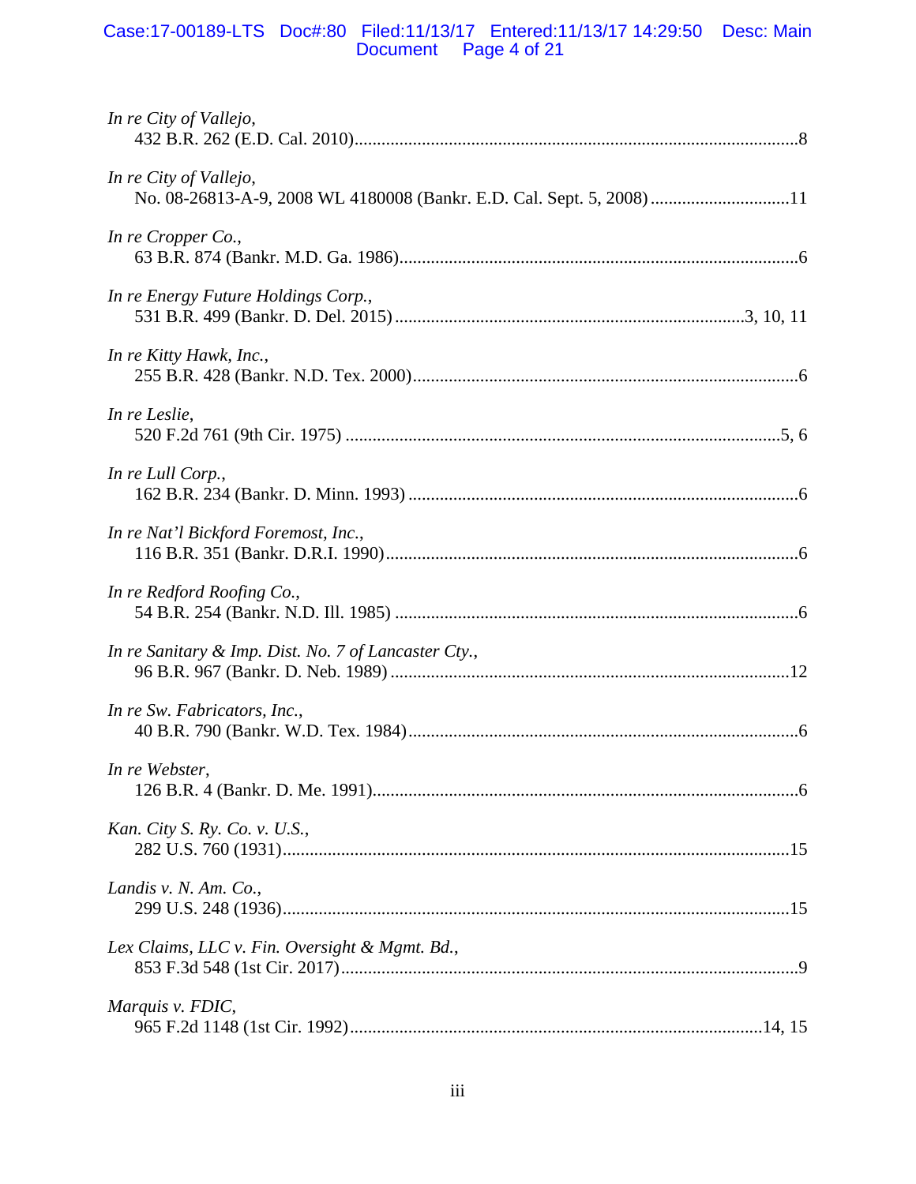*In re City of Vallejo*,
432 B.R. 262 (E.D. Cal. 2010)....................................................................................................8

*In re City of Vallejo*,
No. 08-26813-A-9, 2008 WL 4180008 (Bankr. E.D. Cal. Sept. 5, 2008)...............................11

*In re Cropper Co.*,
63 B.R. 874 (Bankr. M.D. Ga. 1986).........................................................................................6

*In re Energy Future Holdings Corp.*,
531 B.R. 499 (Bankr. D. Del. 2015).............................................................................3, 10, 11

*In re Kitty Hawk, Inc.*,
255 B.R. 428 (Bankr. N.D. Tex. 2000)......................................................................................6

*In re Leslie*,
520 F.2d 761 (9th Cir. 1975) .................................................................................................5, 6

*In re Lull Corp.*,
162 B.R. 234 (Bankr. D. Minn. 1993) ......................................................................................6

*In re Nat'l Bickford Foremost, Inc.*,
116 B.R. 351 (Bankr. D.R.I. 1990)...........................................................................................6

*In re Redford Roofing Co.*,
54 B.R. 254 (Bankr. N.D. Ill. 1985) .........................................................................................6

*In re Sanitary & Imp. Dist. No. 7 of Lancaster Cty.*,
96 B.R. 967 (Bankr. D. Neb. 1989) ........................................................................................12

*In re Sw. Fabricators, Inc.*,
40 B.R. 790 (Bankr. W.D. Tex. 1984)......................................................................................6

*In re Webster*,
126 B.R. 4 (Bankr. D. Me. 1991)..............................................................................................6

*Kan. City S. Ry. Co. v. U.S.*,
282 U.S. 760 (1931)................................................................................................................15

*Landis v. N. Am. Co.*,
299 U.S. 248 (1936)................................................................................................................15

*Lex Claims, LLC v. Fin. Oversight & Mgmt. Bd.*,
853 F.3d 548 (1st Cir. 2017)......................................................................................................9

*Marquis v. FDIC*,
965 F.2d 1148 (1st Cir. 1992)..........................................................................................14, 15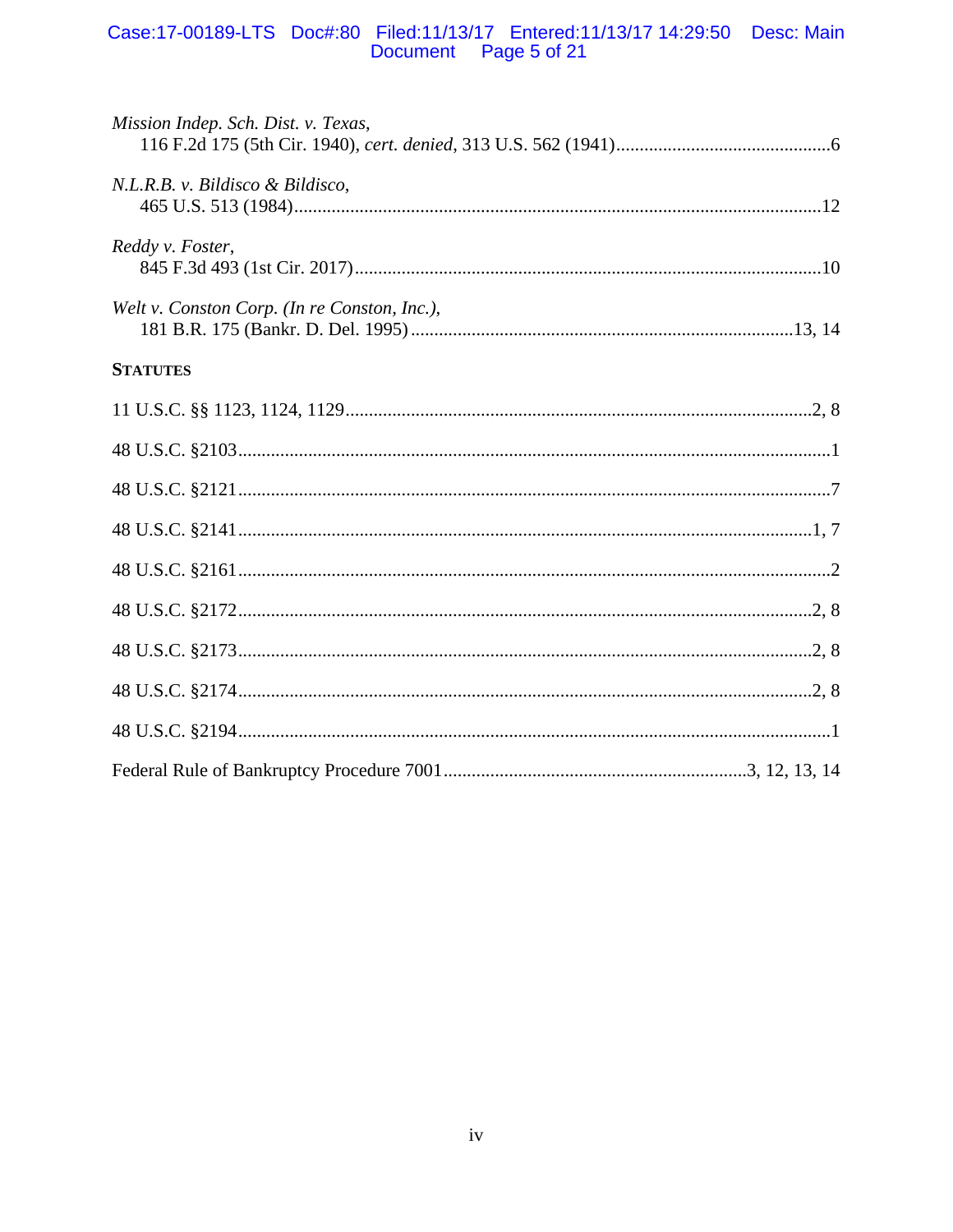*Mission Indep. Sch. Dist. v. Texas*,
116 F.2d 175 (5th Cir. 1940), *cert. denied*, 313 U.S. 562 (1941)..............................................6

*N.L.R.B. v. Bildisco & Bildisco*,
465 U.S. 513 (1984)................................................................................................................12

*Reddy v. Foster*,
845 F.3d 493 (1st Cir. 2017)...................................................................................................10

*Welt v. Conston Corp. (In re Conston, Inc.)*,
181 B.R. 175 (Bankr. D. Del. 1995).................................................................................13, 14

**STATUTES**

11 U.S.C. §§ 1123, 1124, 1129..................................................................................................2, 8

48 U.S.C. §2103.............................................................................................................................1

48 U.S.C. §2121.............................................................................................................................7

48 U.S.C. §2141.........................................................................................................................1, 7

48 U.S.C. §2161.............................................................................................................................2

48 U.S.C. §2172.........................................................................................................................2, 8

48 U.S.C. §2173.........................................................................................................................2, 8

48 U.S.C. §2174.........................................................................................................................2, 8

48 U.S.C. §2194.............................................................................................................................1

Federal Rule of Bankruptcy Procedure 7001.................................................................3, 12, 13, 14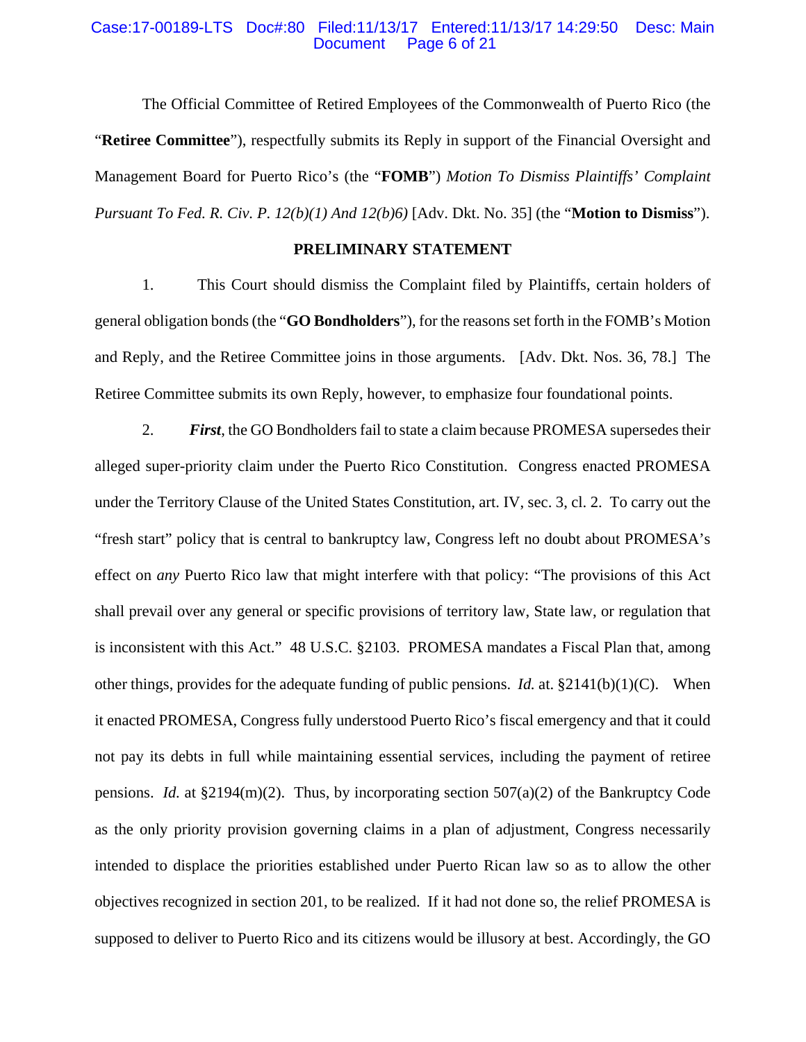The Official Committee of Retired Employees of the Commonwealth of Puerto Rico (the "**Retiree Committee**"), respectfully submits its Reply in support of the Financial Oversight and Management Board for Puerto Rico's (the "**FOMB**") *Motion To Dismiss Plaintiffs' Complaint Pursuant To Fed. R. Civ. P. 12(b)(1) And 12(b)6)* [Adv. Dkt. No. 35] (the "**Motion to Dismiss**").

## PRELIMINARY STATEMENT

1. This Court should dismiss the Complaint filed by Plaintiffs, certain holders of general obligation bonds (the "**GO Bondholders**"), for the reasons set forth in the FOMB's Motion and Reply, and the Retiree Committee joins in those arguments. [Adv. Dkt. Nos. 36, 78.] The Retiree Committee submits its own Reply, however, to emphasize four foundational points.

2. ***First***, the GO Bondholders fail to state a claim because PROMESA supersedes their alleged super-priority claim under the Puerto Rico Constitution. Congress enacted PROMESA under the Territory Clause of the United States Constitution, art. IV, sec. 3, cl. 2. To carry out the "fresh start" policy that is central to bankruptcy law, Congress left no doubt about PROMESA's effect on *any* Puerto Rico law that might interfere with that policy: "The provisions of this Act shall prevail over any general or specific provisions of territory law, State law, or regulation that is inconsistent with this Act." 48 U.S.C. §2103. PROMESA mandates a Fiscal Plan that, among other things, provides for the adequate funding of public pensions. *Id.* at. §2141(b)(1)(C). When it enacted PROMESA, Congress fully understood Puerto Rico's fiscal emergency and that it could not pay its debts in full while maintaining essential services, including the payment of retiree pensions. *Id.* at §2194(m)(2). Thus, by incorporating section 507(a)(2) of the Bankruptcy Code as the only priority provision governing claims in a plan of adjustment, Congress necessarily intended to displace the priorities established under Puerto Rican law so as to allow the other objectives recognized in section 201, to be realized. If it had not done so, the relief PROMESA is supposed to deliver to Puerto Rico and its citizens would be illusory at best. Accordingly, the GO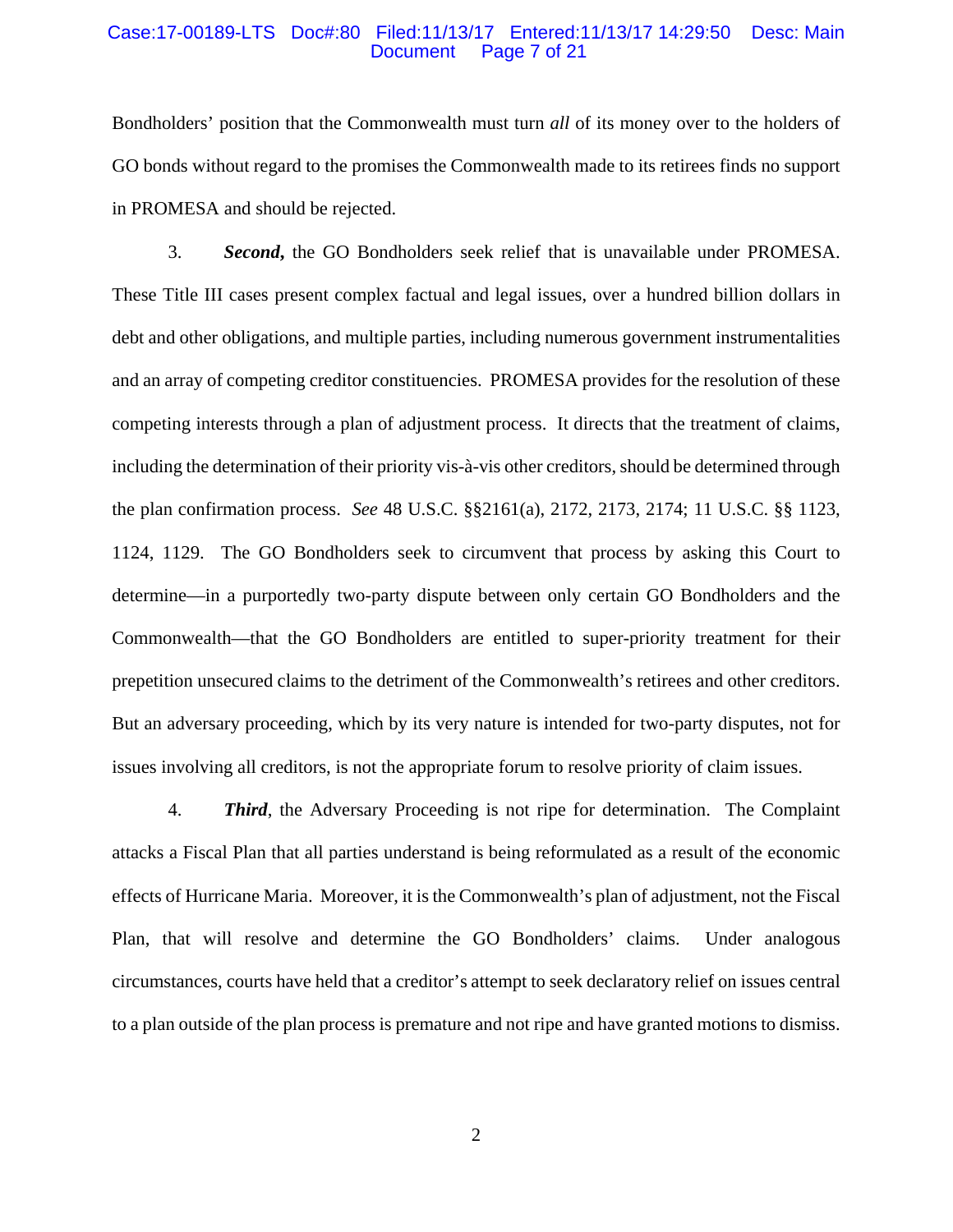Bondholders' position that the Commonwealth must turn *all* of its money over to the holders of GO bonds without regard to the promises the Commonwealth made to its retirees finds no support in PROMESA and should be rejected.

3. ***Second,*** the GO Bondholders seek relief that is unavailable under PROMESA. These Title III cases present complex factual and legal issues, over a hundred billion dollars in debt and other obligations, and multiple parties, including numerous government instrumentalities and an array of competing creditor constituencies. PROMESA provides for the resolution of these competing interests through a plan of adjustment process. It directs that the treatment of claims, including the determination of their priority vis-à-vis other creditors, should be determined through the plan confirmation process. *See* 48 U.S.C. §§2161(a), 2172, 2173, 2174; 11 U.S.C. §§ 1123, 1124, 1129. The GO Bondholders seek to circumvent that process by asking this Court to determine—in a purportedly two-party dispute between only certain GO Bondholders and the Commonwealth—that the GO Bondholders are entitled to super-priority treatment for their prepetition unsecured claims to the detriment of the Commonwealth's retirees and other creditors. But an adversary proceeding, which by its very nature is intended for two-party disputes, not for issues involving all creditors, is not the appropriate forum to resolve priority of claim issues.

4. ***Third***, the Adversary Proceeding is not ripe for determination. The Complaint attacks a Fiscal Plan that all parties understand is being reformulated as a result of the economic effects of Hurricane Maria. Moreover, it is the Commonwealth's plan of adjustment, not the Fiscal Plan, that will resolve and determine the GO Bondholders' claims. Under analogous circumstances, courts have held that a creditor's attempt to seek declaratory relief on issues central to a plan outside of the plan process is premature and not ripe and have granted motions to dismiss.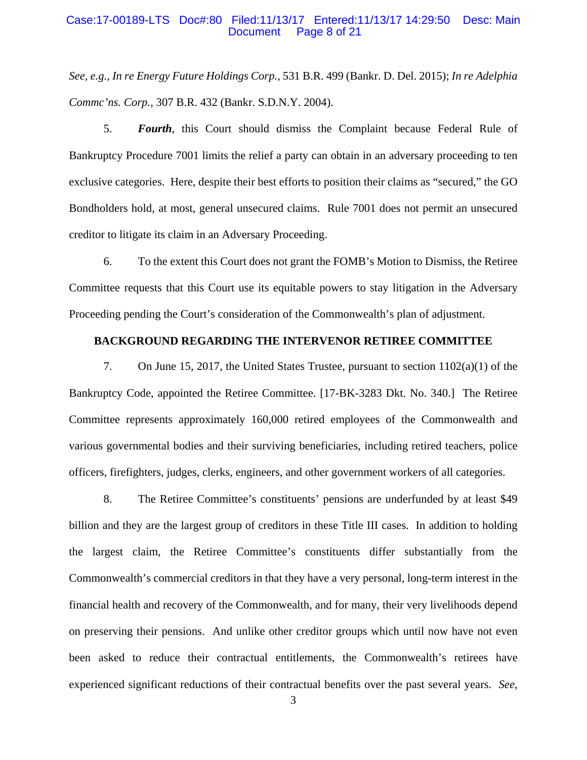*See, e.g.*, *In re Energy Future Holdings Corp.*, 531 B.R. 499 (Bankr. D. Del. 2015); *In re Adelphia Commc'ns. Corp.*, 307 B.R. 432 (Bankr. S.D.N.Y. 2004).

5. ***Fourth***, this Court should dismiss the Complaint because Federal Rule of Bankruptcy Procedure 7001 limits the relief a party can obtain in an adversary proceeding to ten exclusive categories. Here, despite their best efforts to position their claims as "secured," the GO Bondholders hold, at most, general unsecured claims. Rule 7001 does not permit an unsecured creditor to litigate its claim in an Adversary Proceeding.

6. To the extent this Court does not grant the FOMB's Motion to Dismiss, the Retiree Committee requests that this Court use its equitable powers to stay litigation in the Adversary Proceeding pending the Court's consideration of the Commonwealth's plan of adjustment.

## BACKGROUND REGARDING THE INTERVENOR RETIREE COMMITTEE

7. On June 15, 2017, the United States Trustee, pursuant to section 1102(a)(1) of the Bankruptcy Code, appointed the Retiree Committee. [17-BK-3283 Dkt. No. 340.] The Retiree Committee represents approximately 160,000 retired employees of the Commonwealth and various governmental bodies and their surviving beneficiaries, including retired teachers, police officers, firefighters, judges, clerks, engineers, and other government workers of all categories.

8. The Retiree Committee's constituents' pensions are underfunded by at least $49 billion and they are the largest group of creditors in these Title III cases. In addition to holding the largest claim, the Retiree Committee's constituents differ substantially from the Commonwealth's commercial creditors in that they have a very personal, long-term interest in the financial health and recovery of the Commonwealth, and for many, their very livelihoods depend on preserving their pensions. And unlike other creditor groups which until now have not even been asked to reduce their contractual entitlements, the Commonwealth's retirees have experienced significant reductions of their contractual benefits over the past several years. *See,*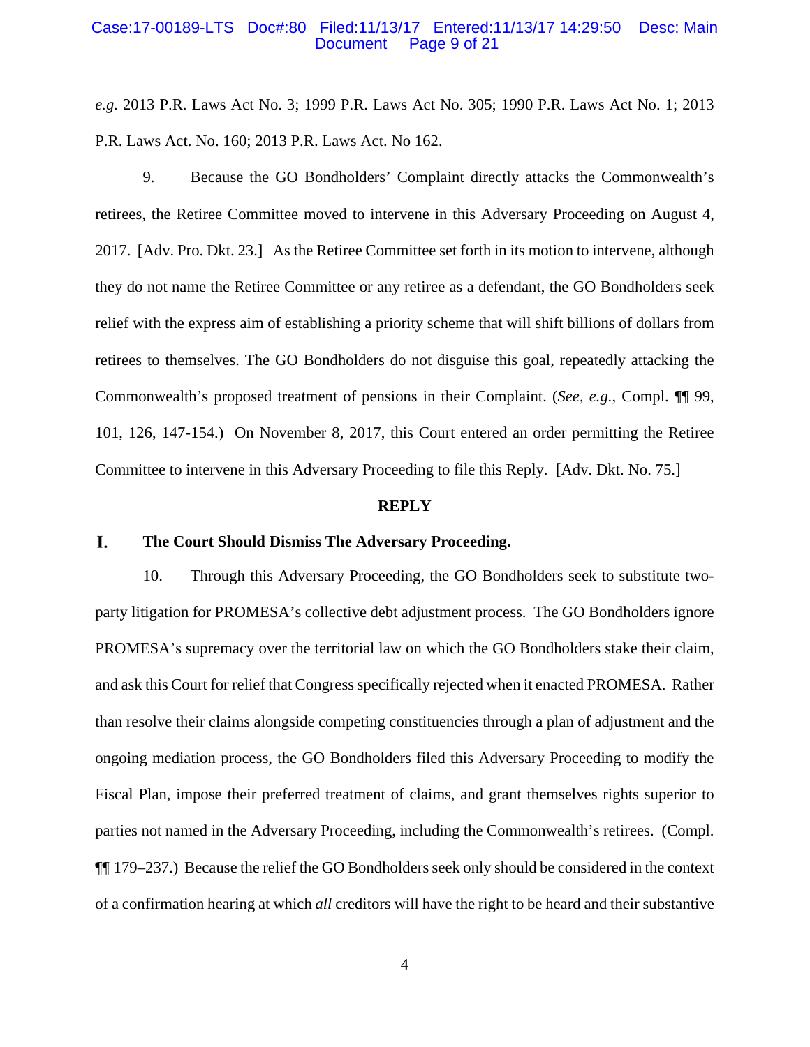*e.g.* 2013 P.R. Laws Act No. 3; 1999 P.R. Laws Act No. 305; 1990 P.R. Laws Act No. 1; 2013 P.R. Laws Act. No. 160; 2013 P.R. Laws Act. No 162.

9. Because the GO Bondholders' Complaint directly attacks the Commonwealth's retirees, the Retiree Committee moved to intervene in this Adversary Proceeding on August 4, 2017. [Adv. Pro. Dkt. 23.] As the Retiree Committee set forth in its motion to intervene, although they do not name the Retiree Committee or any retiree as a defendant, the GO Bondholders seek relief with the express aim of establishing a priority scheme that will shift billions of dollars from retirees to themselves. The GO Bondholders do not disguise this goal, repeatedly attacking the Commonwealth's proposed treatment of pensions in their Complaint. (*See*, *e.g.*, Compl. ¶¶ 99, 101, 126, 147-154.) On November 8, 2017, this Court entered an order permitting the Retiree Committee to intervene in this Adversary Proceeding to file this Reply. [Adv. Dkt. No. 75.]

## REPLY

### I. The Court Should Dismiss The Adversary Proceeding.

10. Through this Adversary Proceeding, the GO Bondholders seek to substitute two-party litigation for PROMESA's collective debt adjustment process. The GO Bondholders ignore PROMESA's supremacy over the territorial law on which the GO Bondholders stake their claim, and ask this Court for relief that Congress specifically rejected when it enacted PROMESA. Rather than resolve their claims alongside competing constituencies through a plan of adjustment and the ongoing mediation process, the GO Bondholders filed this Adversary Proceeding to modify the Fiscal Plan, impose their preferred treatment of claims, and grant themselves rights superior to parties not named in the Adversary Proceeding, including the Commonwealth's retirees. (Compl. ¶¶ 179–237.) Because the relief the GO Bondholders seek only should be considered in the context of a confirmation hearing at which *all* creditors will have the right to be heard and their substantive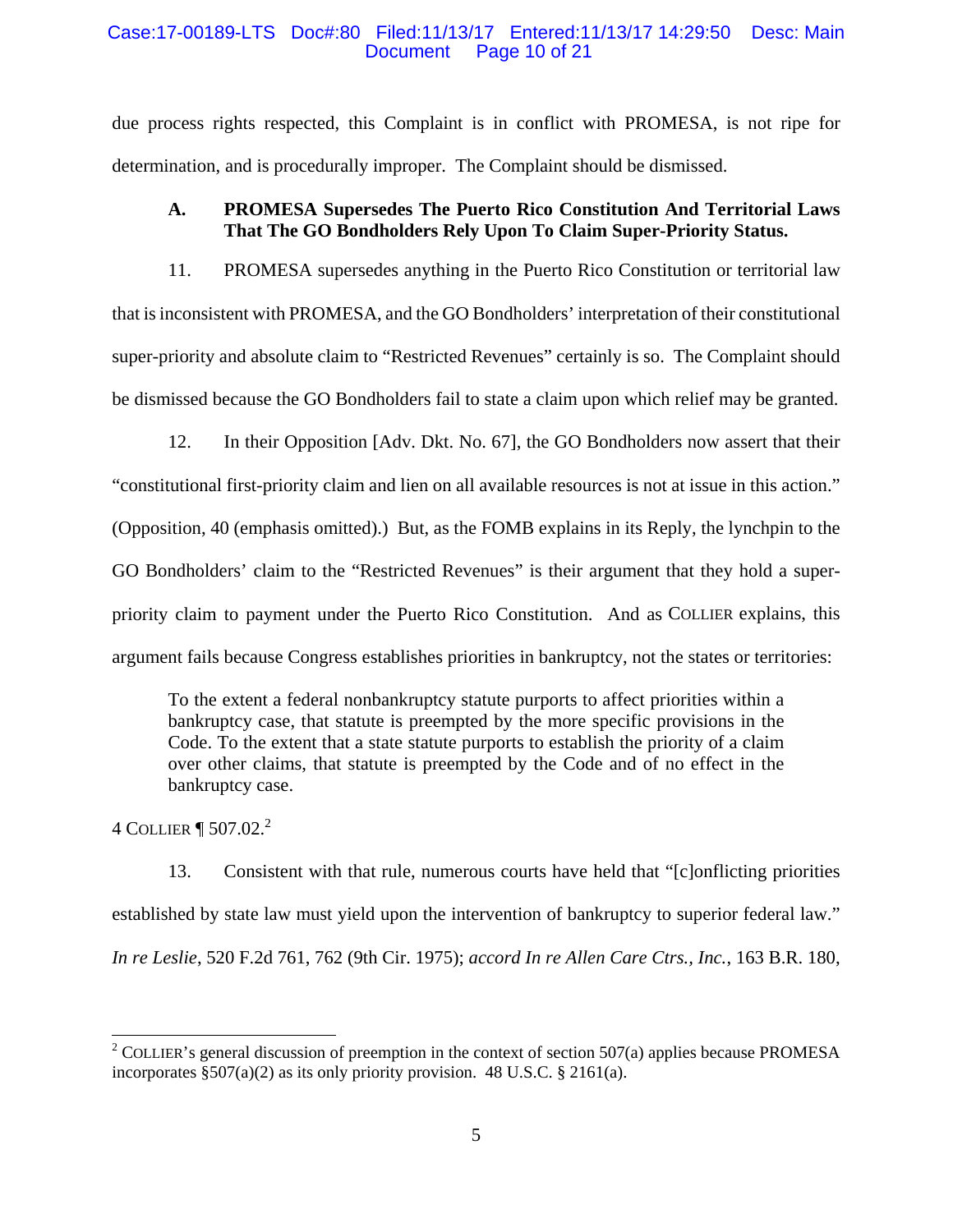due process rights respected, this Complaint is in conflict with PROMESA, is not ripe for determination, and is procedurally improper. The Complaint should be dismissed.

### A. PROMESA Supersedes The Puerto Rico Constitution And Territorial Laws That The GO Bondholders Rely Upon To Claim Super-Priority Status.

11. PROMESA supersedes anything in the Puerto Rico Constitution or territorial law that is inconsistent with PROMESA, and the GO Bondholders' interpretation of their constitutional super-priority and absolute claim to "Restricted Revenues" certainly is so. The Complaint should be dismissed because the GO Bondholders fail to state a claim upon which relief may be granted.

12. In their Opposition [Adv. Dkt. No. 67], the GO Bondholders now assert that their "constitutional first-priority claim and lien on all available resources is not at issue in this action." (Opposition, 40 (emphasis omitted).) But, as the FOMB explains in its Reply, the lynchpin to the GO Bondholders' claim to the "Restricted Revenues" is their argument that they hold a super-priority claim to payment under the Puerto Rico Constitution. And as COLLIER explains, this argument fails because Congress establishes priorities in bankruptcy, not the states or territories:

> To the extent a federal nonbankruptcy statute purports to affect priorities within a bankruptcy case, that statute is preempted by the more specific provisions in the Code. To the extent that a state statute purports to establish the priority of a claim over other claims, that statute is preempted by the Code and of no effect in the bankruptcy case.

4 COLLIER ¶ 507.02.[2]

13. Consistent with that rule, numerous courts have held that "[c]onflicting priorities established by state law must yield upon the intervention of bankruptcy to superior federal law." *In re Leslie*, 520 F.2d 761, 762 (9th Cir. 1975); *accord In re Allen Care Ctrs., Inc.*, 163 B.R. 180,

---

[2] COLLIER's general discussion of preemption in the context of section 507(a) applies because PROMESA incorporates §507(a)(2) as its only priority provision. 48 U.S.C. § 2161(a).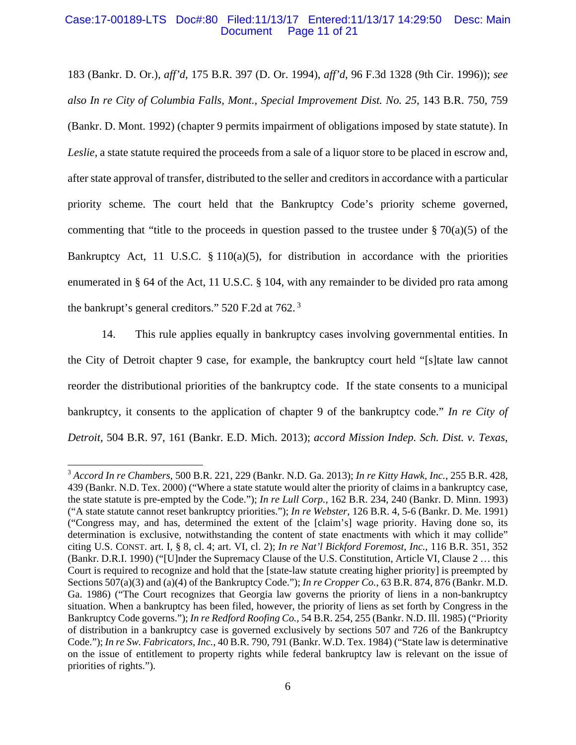183 (Bankr. D. Or.), *aff'd*, 175 B.R. 397 (D. Or. 1994), *aff'd*, 96 F.3d 1328 (9th Cir. 1996)); *see also In re City of Columbia Falls, Mont., Special Improvement Dist. No. 25*, 143 B.R. 750, 759 (Bankr. D. Mont. 1992) (chapter 9 permits impairment of obligations imposed by state statute). In *Leslie*, a state statute required the proceeds from a sale of a liquor store to be placed in escrow and, after state approval of transfer, distributed to the seller and creditors in accordance with a particular priority scheme. The court held that the Bankruptcy Code's priority scheme governed, commenting that "title to the proceeds in question passed to the trustee under § 70(a)(5) of the Bankruptcy Act, 11 U.S.C. § 110(a)(5), for distribution in accordance with the priorities enumerated in § 64 of the Act, 11 U.S.C. § 104, with any remainder to be divided pro rata among the bankrupt's general creditors." 520 F.2d at 762.[3]

14. This rule applies equally in bankruptcy cases involving governmental entities. In the City of Detroit chapter 9 case, for example, the bankruptcy court held "[s]tate law cannot reorder the distributional priorities of the bankruptcy code. If the state consents to a municipal bankruptcy, it consents to the application of chapter 9 of the bankruptcy code." *In re City of Detroit*, 504 B.R. 97, 161 (Bankr. E.D. Mich. 2013); *accord Mission Indep. Sch. Dist. v. Texas*,

---

[3] *Accord In re Chambers*, 500 B.R. 221, 229 (Bankr. N.D. Ga. 2013); *In re Kitty Hawk, Inc.*, 255 B.R. 428, 439 (Bankr. N.D. Tex. 2000) ("Where a state statute would alter the priority of claims in a bankruptcy case, the state statute is pre-empted by the Code."); *In re Lull Corp.*, 162 B.R. 234, 240 (Bankr. D. Minn. 1993) ("A state statute cannot reset bankruptcy priorities."); *In re Webster*, 126 B.R. 4, 5-6 (Bankr. D. Me. 1991) ("Congress may, and has, determined the extent of the [claim's] wage priority. Having done so, its determination is exclusive, notwithstanding the content of state enactments with which it may collide" citing U.S. CONST. art. I, § 8, cl. 4; art. VI, cl. 2); *In re Nat'l Bickford Foremost, Inc.*, 116 B.R. 351, 352 (Bankr. D.R.I. 1990) ("[U]nder the Supremacy Clause of the U.S. Constitution, Article VI, Clause 2 … this Court is required to recognize and hold that the [state-law statute creating higher priority] is preempted by Sections 507(a)(3) and (a)(4) of the Bankruptcy Code."); *In re Cropper Co.*, 63 B.R. 874, 876 (Bankr. M.D. Ga. 1986) ("The Court recognizes that Georgia law governs the priority of liens in a non-bankruptcy situation. When a bankruptcy has been filed, however, the priority of liens as set forth by Congress in the Bankruptcy Code governs."); *In re Redford Roofing Co.*, 54 B.R. 254, 255 (Bankr. N.D. Ill. 1985) ("Priority of distribution in a bankruptcy case is governed exclusively by sections 507 and 726 of the Bankruptcy Code."); *In re Sw. Fabricators, Inc.*, 40 B.R. 790, 791 (Bankr. W.D. Tex. 1984) ("State law is determinative on the issue of entitlement to property rights while federal bankruptcy law is relevant on the issue of priorities of rights.").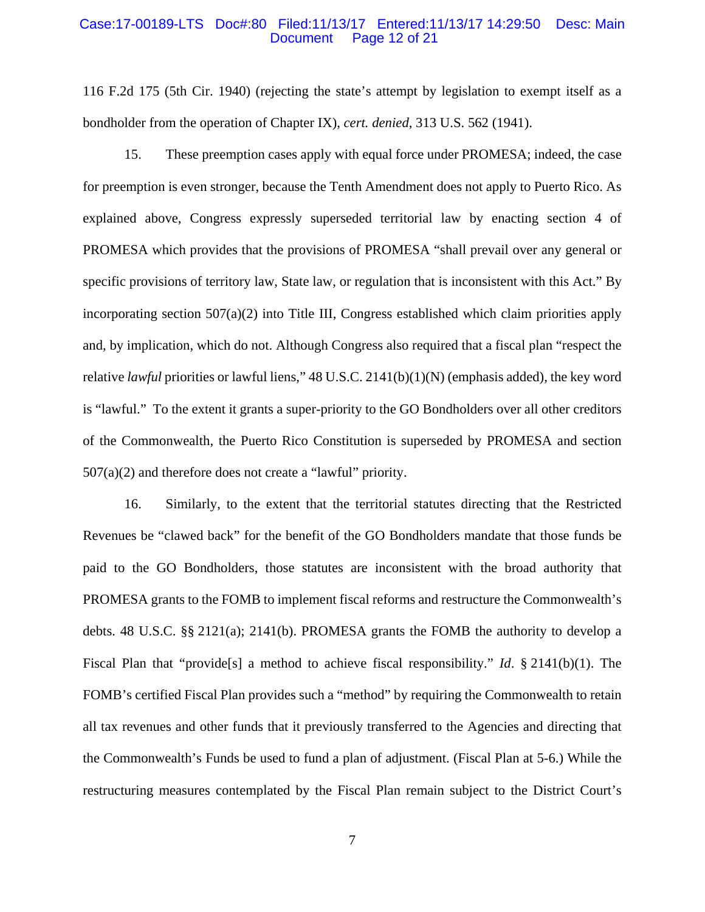116 F.2d 175 (5th Cir. 1940) (rejecting the state's attempt by legislation to exempt itself as a bondholder from the operation of Chapter IX), *cert. denied*, 313 U.S. 562 (1941).

15. These preemption cases apply with equal force under PROMESA; indeed, the case for preemption is even stronger, because the Tenth Amendment does not apply to Puerto Rico. As explained above, Congress expressly superseded territorial law by enacting section 4 of PROMESA which provides that the provisions of PROMESA "shall prevail over any general or specific provisions of territory law, State law, or regulation that is inconsistent with this Act." By incorporating section 507(a)(2) into Title III, Congress established which claim priorities apply and, by implication, which do not. Although Congress also required that a fiscal plan "respect the relative *lawful* priorities or lawful liens," 48 U.S.C. 2141(b)(1)(N) (emphasis added), the key word is "lawful." To the extent it grants a super-priority to the GO Bondholders over all other creditors of the Commonwealth, the Puerto Rico Constitution is superseded by PROMESA and section 507(a)(2) and therefore does not create a "lawful" priority.

16. Similarly, to the extent that the territorial statutes directing that the Restricted Revenues be "clawed back" for the benefit of the GO Bondholders mandate that those funds be paid to the GO Bondholders, those statutes are inconsistent with the broad authority that PROMESA grants to the FOMB to implement fiscal reforms and restructure the Commonwealth's debts. 48 U.S.C. §§ 2121(a); 2141(b). PROMESA grants the FOMB the authority to develop a Fiscal Plan that "provide[s] a method to achieve fiscal responsibility." *Id*. § 2141(b)(1). The FOMB's certified Fiscal Plan provides such a "method" by requiring the Commonwealth to retain all tax revenues and other funds that it previously transferred to the Agencies and directing that the Commonwealth's Funds be used to fund a plan of adjustment. (Fiscal Plan at 5-6.) While the restructuring measures contemplated by the Fiscal Plan remain subject to the District Court's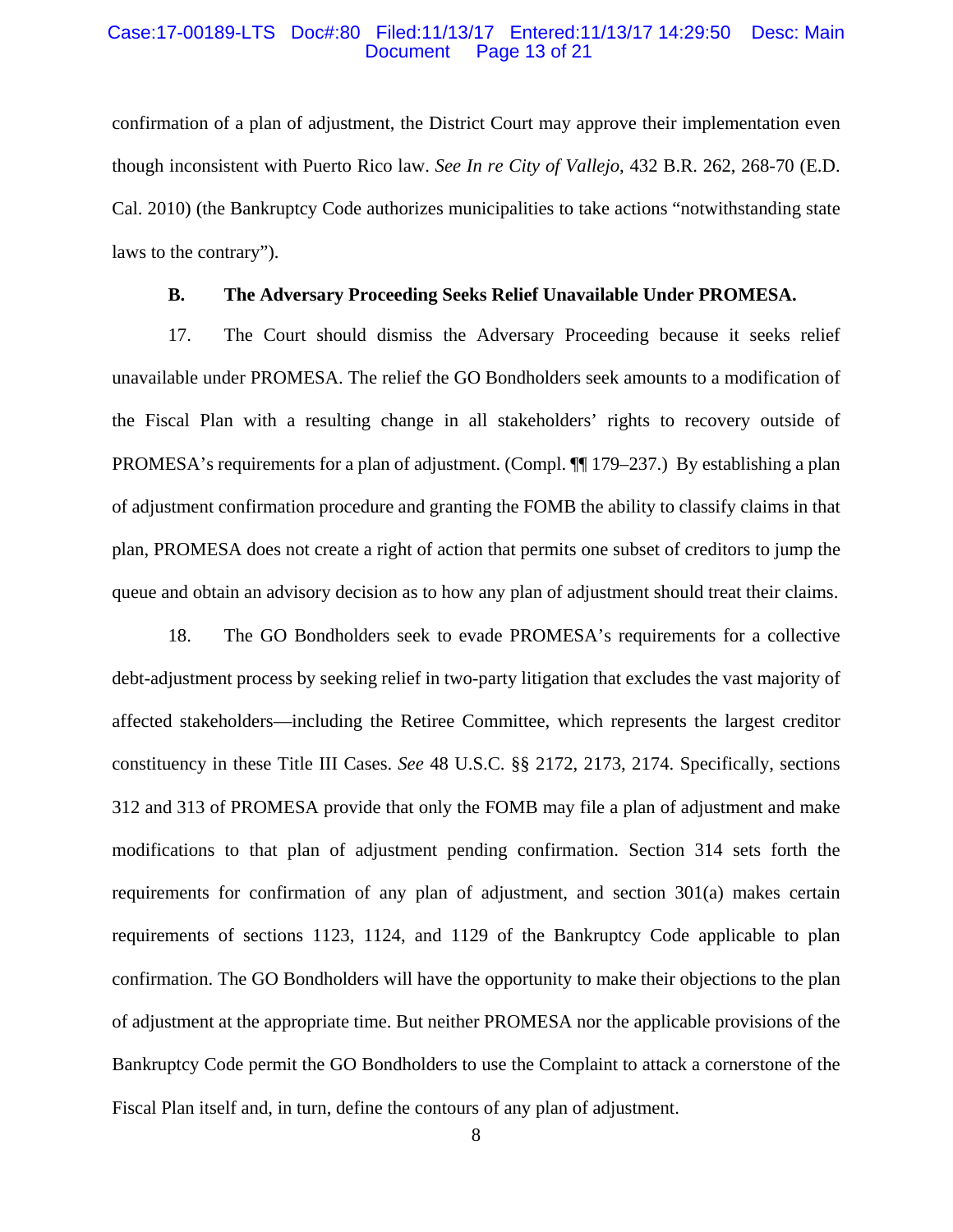confirmation of a plan of adjustment, the District Court may approve their implementation even though inconsistent with Puerto Rico law. *See In re City of Vallejo*, 432 B.R. 262, 268-70 (E.D. Cal. 2010) (the Bankruptcy Code authorizes municipalities to take actions "notwithstanding state laws to the contrary").

### B. The Adversary Proceeding Seeks Relief Unavailable Under PROMESA.

17. The Court should dismiss the Adversary Proceeding because it seeks relief unavailable under PROMESA. The relief the GO Bondholders seek amounts to a modification of the Fiscal Plan with a resulting change in all stakeholders' rights to recovery outside of PROMESA's requirements for a plan of adjustment. (Compl. ¶¶ 179–237.) By establishing a plan of adjustment confirmation procedure and granting the FOMB the ability to classify claims in that plan, PROMESA does not create a right of action that permits one subset of creditors to jump the queue and obtain an advisory decision as to how any plan of adjustment should treat their claims.

18. The GO Bondholders seek to evade PROMESA's requirements for a collective debt-adjustment process by seeking relief in two-party litigation that excludes the vast majority of affected stakeholders—including the Retiree Committee, which represents the largest creditor constituency in these Title III Cases. *See* 48 U.S.C. §§ 2172, 2173, 2174. Specifically, sections 312 and 313 of PROMESA provide that only the FOMB may file a plan of adjustment and make modifications to that plan of adjustment pending confirmation. Section 314 sets forth the requirements for confirmation of any plan of adjustment, and section 301(a) makes certain requirements of sections 1123, 1124, and 1129 of the Bankruptcy Code applicable to plan confirmation. The GO Bondholders will have the opportunity to make their objections to the plan of adjustment at the appropriate time. But neither PROMESA nor the applicable provisions of the Bankruptcy Code permit the GO Bondholders to use the Complaint to attack a cornerstone of the Fiscal Plan itself and, in turn, define the contours of any plan of adjustment.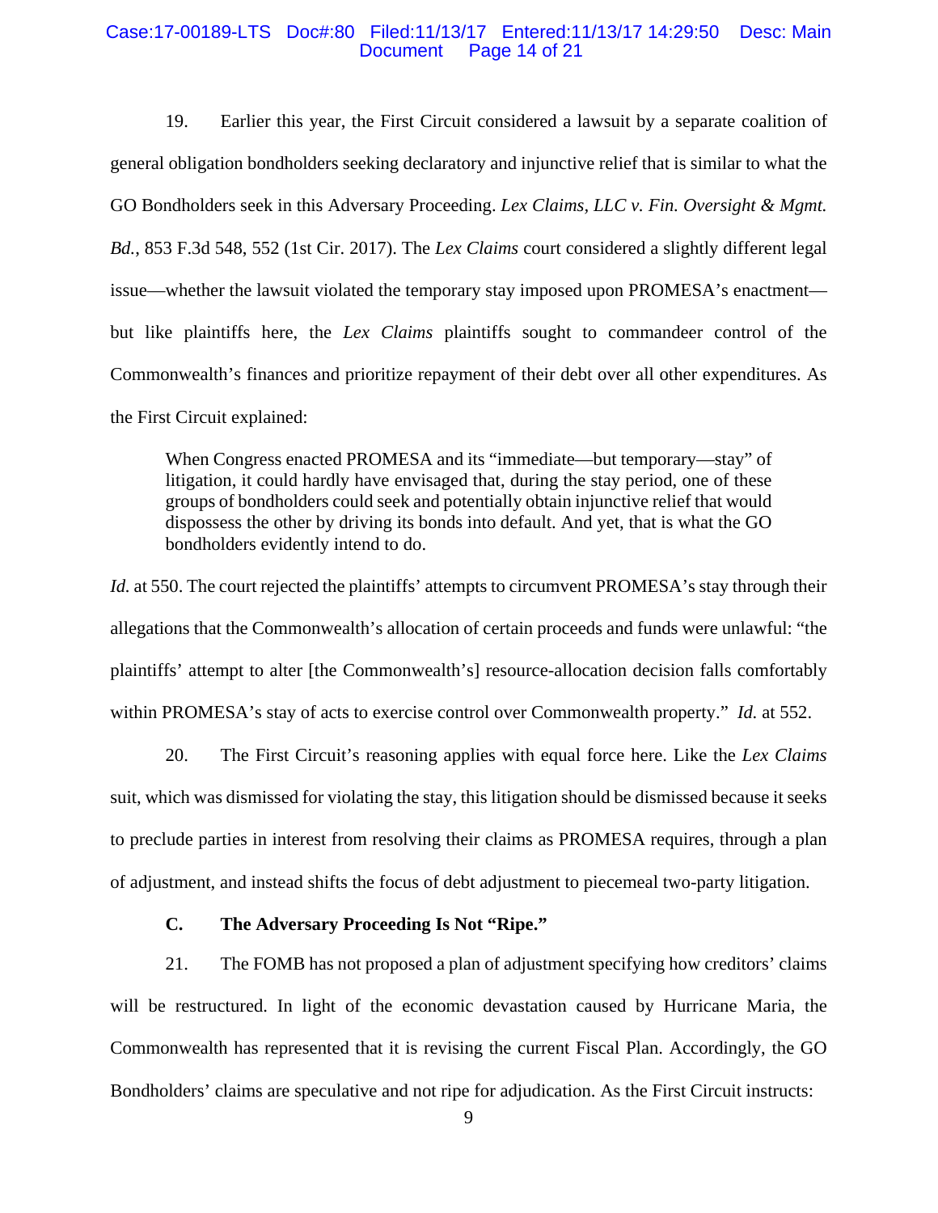19. Earlier this year, the First Circuit considered a lawsuit by a separate coalition of general obligation bondholders seeking declaratory and injunctive relief that is similar to what the GO Bondholders seek in this Adversary Proceeding. *Lex Claims, LLC v. Fin. Oversight & Mgmt. Bd.*, 853 F.3d 548, 552 (1st Cir. 2017). The *Lex Claims* court considered a slightly different legal issue—whether the lawsuit violated the temporary stay imposed upon PROMESA's enactment—but like plaintiffs here, the *Lex Claims* plaintiffs sought to commandeer control of the Commonwealth's finances and prioritize repayment of their debt over all other expenditures. As the First Circuit explained:

> When Congress enacted PROMESA and its "immediate—but temporary—stay" of litigation, it could hardly have envisaged that, during the stay period, one of these groups of bondholders could seek and potentially obtain injunctive relief that would dispossess the other by driving its bonds into default. And yet, that is what the GO bondholders evidently intend to do.

*Id.* at 550. The court rejected the plaintiffs' attempts to circumvent PROMESA's stay through their allegations that the Commonwealth's allocation of certain proceeds and funds were unlawful: "the plaintiffs' attempt to alter [the Commonwealth's] resource-allocation decision falls comfortably within PROMESA's stay of acts to exercise control over Commonwealth property." *Id.* at 552.

20. The First Circuit's reasoning applies with equal force here. Like the *Lex Claims* suit, which was dismissed for violating the stay, this litigation should be dismissed because it seeks to preclude parties in interest from resolving their claims as PROMESA requires, through a plan of adjustment, and instead shifts the focus of debt adjustment to piecemeal two-party litigation.

**C. The Adversary Proceeding Is Not "Ripe."**

21. The FOMB has not proposed a plan of adjustment specifying how creditors' claims will be restructured. In light of the economic devastation caused by Hurricane Maria, the Commonwealth has represented that it is revising the current Fiscal Plan. Accordingly, the GO Bondholders' claims are speculative and not ripe for adjudication. As the First Circuit instructs: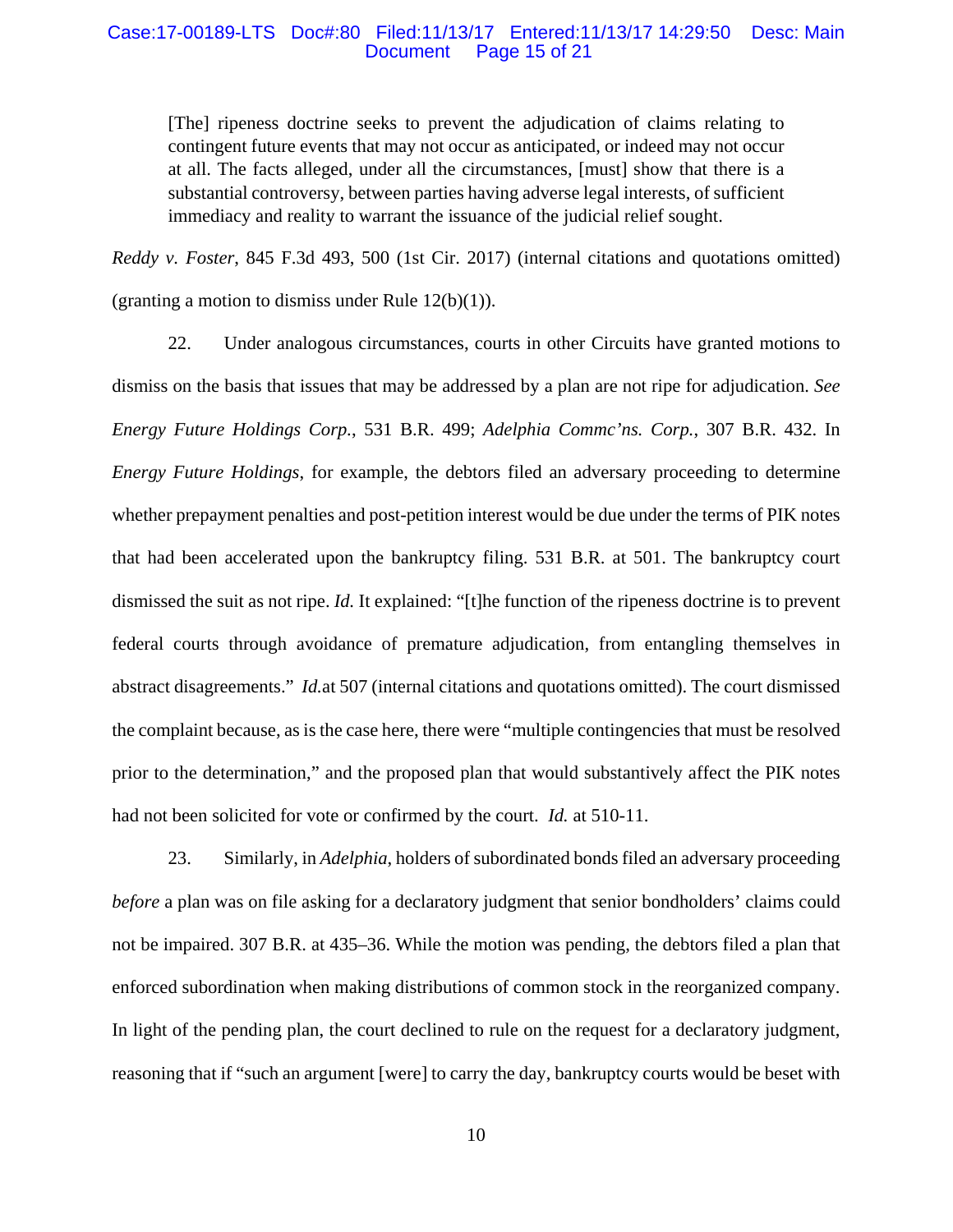> [The] ripeness doctrine seeks to prevent the adjudication of claims relating to contingent future events that may not occur as anticipated, or indeed may not occur at all. The facts alleged, under all the circumstances, [must] show that there is a substantial controversy, between parties having adverse legal interests, of sufficient immediacy and reality to warrant the issuance of the judicial relief sought.

*Reddy v. Foster*, 845 F.3d 493, 500 (1st Cir. 2017) (internal citations and quotations omitted) (granting a motion to dismiss under Rule 12(b)(1)).

22. Under analogous circumstances, courts in other Circuits have granted motions to dismiss on the basis that issues that may be addressed by a plan are not ripe for adjudication. *See Energy Future Holdings Corp.*, 531 B.R. 499; *Adelphia Commc'ns. Corp.*, 307 B.R. 432. In *Energy Future Holdings*, for example, the debtors filed an adversary proceeding to determine whether prepayment penalties and post-petition interest would be due under the terms of PIK notes that had been accelerated upon the bankruptcy filing. 531 B.R. at 501. The bankruptcy court dismissed the suit as not ripe. *Id.* It explained: "[t]he function of the ripeness doctrine is to prevent federal courts through avoidance of premature adjudication, from entangling themselves in abstract disagreements." *Id.*at 507 (internal citations and quotations omitted). The court dismissed the complaint because, as is the case here, there were "multiple contingencies that must be resolved prior to the determination," and the proposed plan that would substantively affect the PIK notes had not been solicited for vote or confirmed by the court. *Id.* at 510-11.

23. Similarly, in *Adelphia*, holders of subordinated bonds filed an adversary proceeding *before* a plan was on file asking for a declaratory judgment that senior bondholders' claims could not be impaired. 307 B.R. at 435–36. While the motion was pending, the debtors filed a plan that enforced subordination when making distributions of common stock in the reorganized company. In light of the pending plan, the court declined to rule on the request for a declaratory judgment, reasoning that if "such an argument [were] to carry the day, bankruptcy courts would be beset with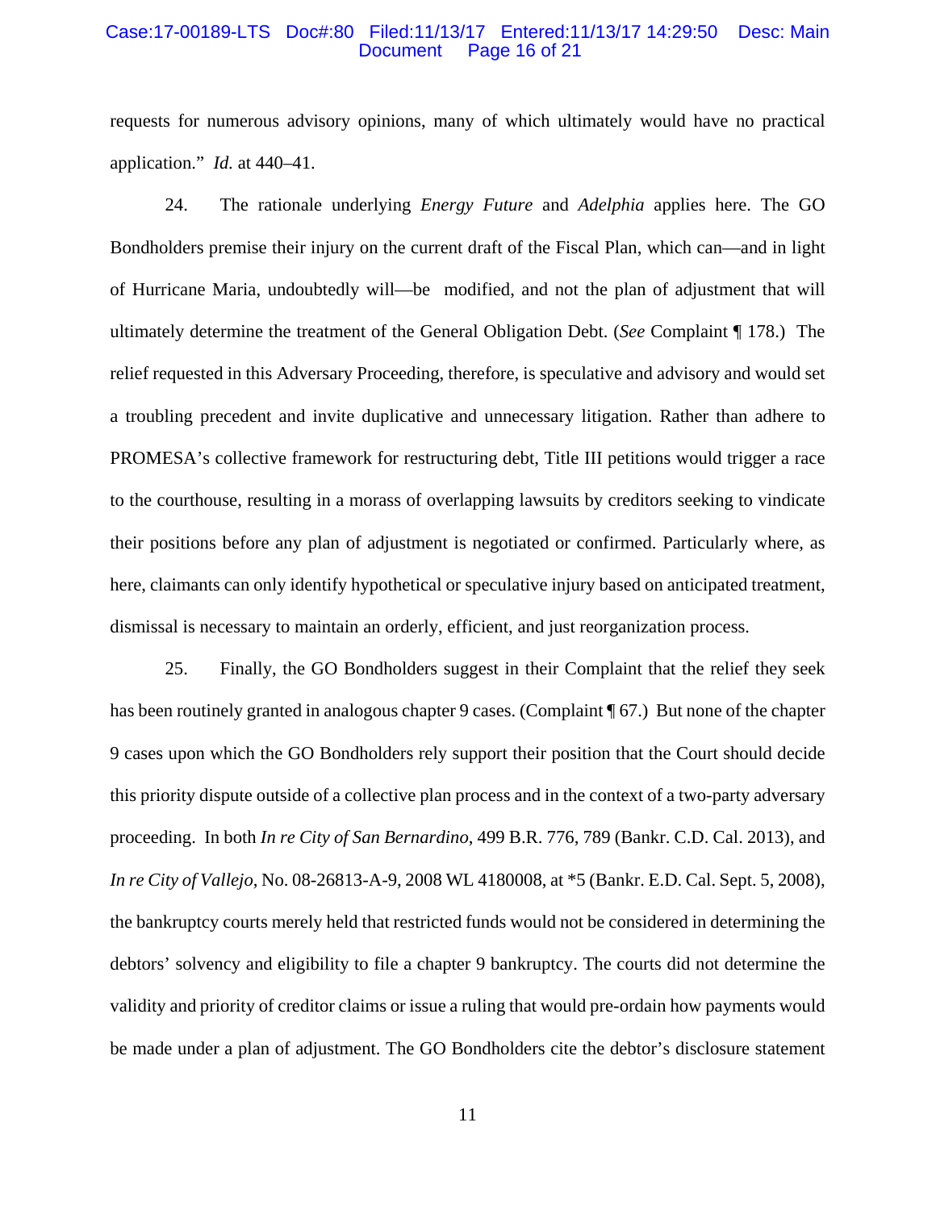requests for numerous advisory opinions, many of which ultimately would have no practical application." *Id.* at 440–41.

24. The rationale underlying *Energy Future* and *Adelphia* applies here. The GO Bondholders premise their injury on the current draft of the Fiscal Plan, which can—and in light of Hurricane Maria, undoubtedly will—be modified, and not the plan of adjustment that will ultimately determine the treatment of the General Obligation Debt. (*See* Complaint ¶ 178.) The relief requested in this Adversary Proceeding, therefore, is speculative and advisory and would set a troubling precedent and invite duplicative and unnecessary litigation. Rather than adhere to PROMESA's collective framework for restructuring debt, Title III petitions would trigger a race to the courthouse, resulting in a morass of overlapping lawsuits by creditors seeking to vindicate their positions before any plan of adjustment is negotiated or confirmed. Particularly where, as here, claimants can only identify hypothetical or speculative injury based on anticipated treatment, dismissal is necessary to maintain an orderly, efficient, and just reorganization process.

25. Finally, the GO Bondholders suggest in their Complaint that the relief they seek has been routinely granted in analogous chapter 9 cases. (Complaint ¶ 67.) But none of the chapter 9 cases upon which the GO Bondholders rely support their position that the Court should decide this priority dispute outside of a collective plan process and in the context of a two-party adversary proceeding. In both *In re City of San Bernardino*, 499 B.R. 776, 789 (Bankr. C.D. Cal. 2013), and *In re City of Vallejo*, No. 08-26813-A-9, 2008 WL 4180008, at *5 (Bankr. E.D. Cal. Sept. 5, 2008), the bankruptcy courts merely held that restricted funds would not be considered in determining the debtors' solvency and eligibility to file a chapter 9 bankruptcy. The courts did not determine the validity and priority of creditor claims or issue a ruling that would pre-ordain how payments would be made under a plan of adjustment. The GO Bondholders cite the debtor's disclosure statement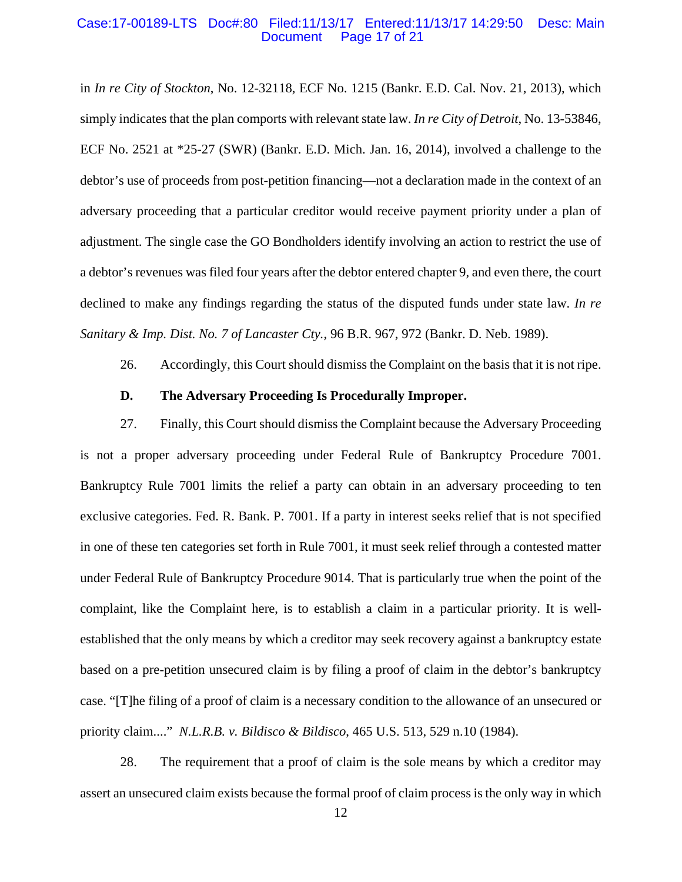in *In re City of Stockton*, No. 12-32118, ECF No. 1215 (Bankr. E.D. Cal. Nov. 21, 2013), which simply indicates that the plan comports with relevant state law. *In re City of Detroit*, No. 13-53846, ECF No. 2521 at *25-27 (SWR) (Bankr. E.D. Mich. Jan. 16, 2014), involved a challenge to the debtor's use of proceeds from post-petition financing—not a declaration made in the context of an adversary proceeding that a particular creditor would receive payment priority under a plan of adjustment. The single case the GO Bondholders identify involving an action to restrict the use of a debtor's revenues was filed four years after the debtor entered chapter 9, and even there, the court declined to make any findings regarding the status of the disputed funds under state law. *In re Sanitary & Imp. Dist. No. 7 of Lancaster Cty.*, 96 B.R. 967, 972 (Bankr. D. Neb. 1989).

26. Accordingly, this Court should dismiss the Complaint on the basis that it is not ripe.

**D. The Adversary Proceeding Is Procedurally Improper.**

27. Finally, this Court should dismiss the Complaint because the Adversary Proceeding is not a proper adversary proceeding under Federal Rule of Bankruptcy Procedure 7001. Bankruptcy Rule 7001 limits the relief a party can obtain in an adversary proceeding to ten exclusive categories. Fed. R. Bank. P. 7001. If a party in interest seeks relief that is not specified in one of these ten categories set forth in Rule 7001, it must seek relief through a contested matter under Federal Rule of Bankruptcy Procedure 9014. That is particularly true when the point of the complaint, like the Complaint here, is to establish a claim in a particular priority. It is well-established that the only means by which a creditor may seek recovery against a bankruptcy estate based on a pre-petition unsecured claim is by filing a proof of claim in the debtor's bankruptcy case. "[T]he filing of a proof of claim is a necessary condition to the allowance of an unsecured or priority claim...." *N.L.R.B. v. Bildisco & Bildisco*, 465 U.S. 513, 529 n.10 (1984).

28. The requirement that a proof of claim is the sole means by which a creditor may assert an unsecured claim exists because the formal proof of claim process is the only way in which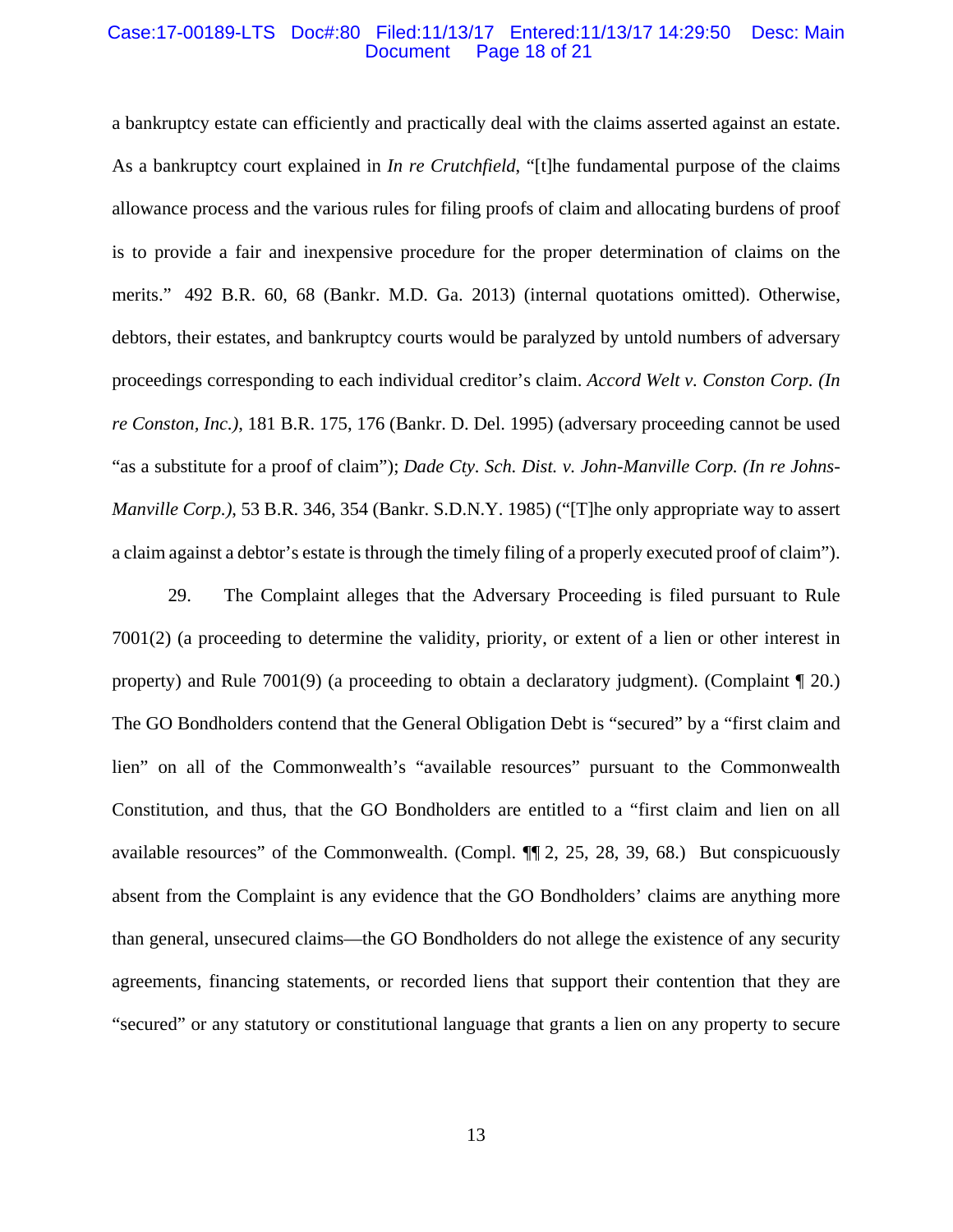a bankruptcy estate can efficiently and practically deal with the claims asserted against an estate. As a bankruptcy court explained in *In re Crutchfield*, "[t]he fundamental purpose of the claims allowance process and the various rules for filing proofs of claim and allocating burdens of proof is to provide a fair and inexpensive procedure for the proper determination of claims on the merits." 492 B.R. 60, 68 (Bankr. M.D. Ga. 2013) (internal quotations omitted). Otherwise, debtors, their estates, and bankruptcy courts would be paralyzed by untold numbers of adversary proceedings corresponding to each individual creditor's claim. *Accord Welt v. Conston Corp. (In re Conston, Inc.)*, 181 B.R. 175, 176 (Bankr. D. Del. 1995) (adversary proceeding cannot be used "as a substitute for a proof of claim"); *Dade Cty. Sch. Dist. v. John-Manville Corp. (In re Johns-Manville Corp.)*, 53 B.R. 346, 354 (Bankr. S.D.N.Y. 1985) ("[T]he only appropriate way to assert a claim against a debtor's estate is through the timely filing of a properly executed proof of claim").

29. The Complaint alleges that the Adversary Proceeding is filed pursuant to Rule 7001(2) (a proceeding to determine the validity, priority, or extent of a lien or other interest in property) and Rule 7001(9) (a proceeding to obtain a declaratory judgment). (Complaint ¶ 20.) The GO Bondholders contend that the General Obligation Debt is "secured" by a "first claim and lien" on all of the Commonwealth's "available resources" pursuant to the Commonwealth Constitution, and thus, that the GO Bondholders are entitled to a "first claim and lien on all available resources" of the Commonwealth. (Compl. ¶¶ 2, 25, 28, 39, 68.) But conspicuously absent from the Complaint is any evidence that the GO Bondholders' claims are anything more than general, unsecured claims—the GO Bondholders do not allege the existence of any security agreements, financing statements, or recorded liens that support their contention that they are "secured" or any statutory or constitutional language that grants a lien on any property to secure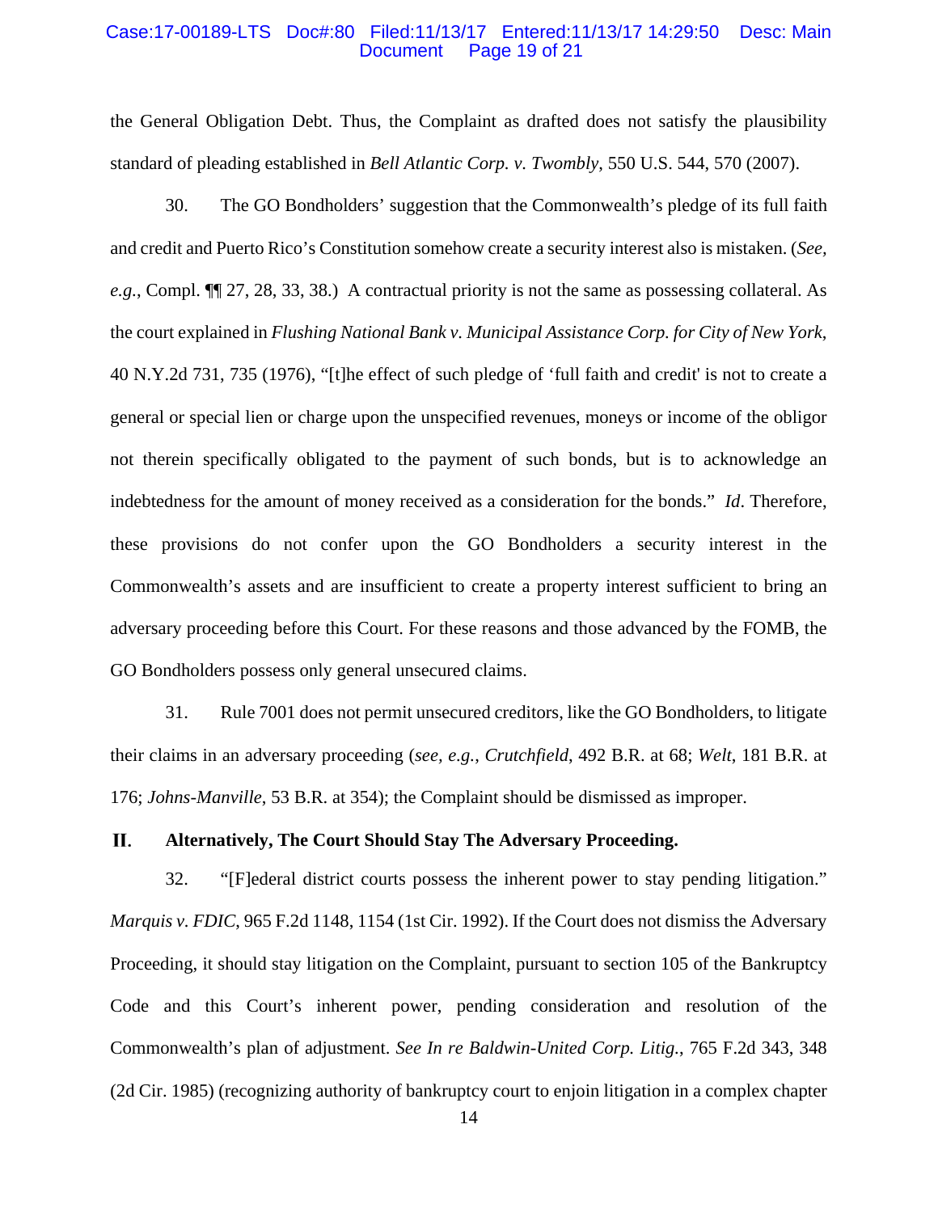the General Obligation Debt. Thus, the Complaint as drafted does not satisfy the plausibility standard of pleading established in *Bell Atlantic Corp. v. Twombly*, 550 U.S. 544, 570 (2007).

30. The GO Bondholders' suggestion that the Commonwealth's pledge of its full faith and credit and Puerto Rico's Constitution somehow create a security interest also is mistaken. (*See, e.g.*, Compl. ¶¶ 27, 28, 33, 38.) A contractual priority is not the same as possessing collateral. As the court explained in *Flushing National Bank v. Municipal Assistance Corp. for City of New York*, 40 N.Y.2d 731, 735 (1976), "[t]he effect of such pledge of 'full faith and credit' is not to create a general or special lien or charge upon the unspecified revenues, moneys or income of the obligor not therein specifically obligated to the payment of such bonds, but is to acknowledge an indebtedness for the amount of money received as a consideration for the bonds." *Id*. Therefore, these provisions do not confer upon the GO Bondholders a security interest in the Commonwealth's assets and are insufficient to create a property interest sufficient to bring an adversary proceeding before this Court. For these reasons and those advanced by the FOMB, the GO Bondholders possess only general unsecured claims.

31. Rule 7001 does not permit unsecured creditors, like the GO Bondholders, to litigate their claims in an adversary proceeding (*see, e.g.*, *Crutchfield*, 492 B.R. at 68; *Welt*, 181 B.R. at 176; *Johns-Manville*, 53 B.R. at 354); the Complaint should be dismissed as improper.

## II. Alternatively, The Court Should Stay The Adversary Proceeding.

32. "[F]ederal district courts possess the inherent power to stay pending litigation." *Marquis v. FDIC*, 965 F.2d 1148, 1154 (1st Cir. 1992). If the Court does not dismiss the Adversary Proceeding, it should stay litigation on the Complaint, pursuant to section 105 of the Bankruptcy Code and this Court's inherent power, pending consideration and resolution of the Commonwealth's plan of adjustment. *See In re Baldwin-United Corp. Litig.*, 765 F.2d 343, 348 (2d Cir. 1985) (recognizing authority of bankruptcy court to enjoin litigation in a complex chapter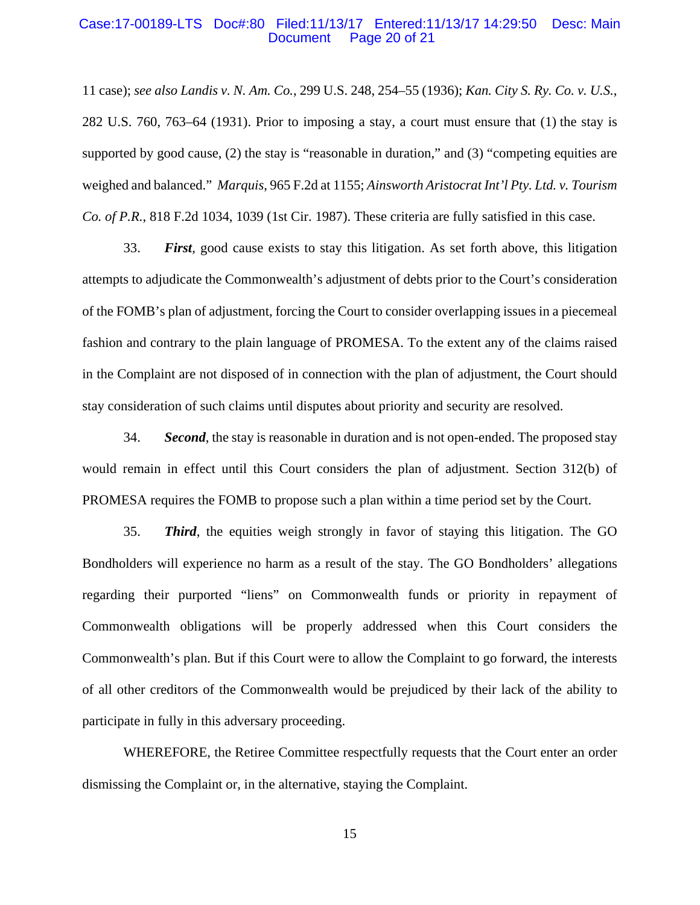11 case); *see also Landis v. N. Am. Co.*, 299 U.S. 248, 254–55 (1936); *Kan. City S. Ry. Co. v. U.S.*, 282 U.S. 760, 763–64 (1931). Prior to imposing a stay, a court must ensure that (1) the stay is supported by good cause, (2) the stay is "reasonable in duration," and (3) "competing equities are weighed and balanced." *Marquis*, 965 F.2d at 1155; *Ainsworth Aristocrat Int'l Pty. Ltd. v. Tourism Co. of P.R.*, 818 F.2d 1034, 1039 (1st Cir. 1987). These criteria are fully satisfied in this case.

33. ***First***, good cause exists to stay this litigation. As set forth above, this litigation attempts to adjudicate the Commonwealth's adjustment of debts prior to the Court's consideration of the FOMB's plan of adjustment, forcing the Court to consider overlapping issues in a piecemeal fashion and contrary to the plain language of PROMESA. To the extent any of the claims raised in the Complaint are not disposed of in connection with the plan of adjustment, the Court should stay consideration of such claims until disputes about priority and security are resolved.

34. ***Second***, the stay is reasonable in duration and is not open-ended. The proposed stay would remain in effect until this Court considers the plan of adjustment. Section 312(b) of PROMESA requires the FOMB to propose such a plan within a time period set by the Court.

35. ***Third***, the equities weigh strongly in favor of staying this litigation. The GO Bondholders will experience no harm as a result of the stay. The GO Bondholders' allegations regarding their purported "liens" on Commonwealth funds or priority in repayment of Commonwealth obligations will be properly addressed when this Court considers the Commonwealth's plan. But if this Court were to allow the Complaint to go forward, the interests of all other creditors of the Commonwealth would be prejudiced by their lack of the ability to participate in fully in this adversary proceeding.

WHEREFORE, the Retiree Committee respectfully requests that the Court enter an order dismissing the Complaint or, in the alternative, staying the Complaint.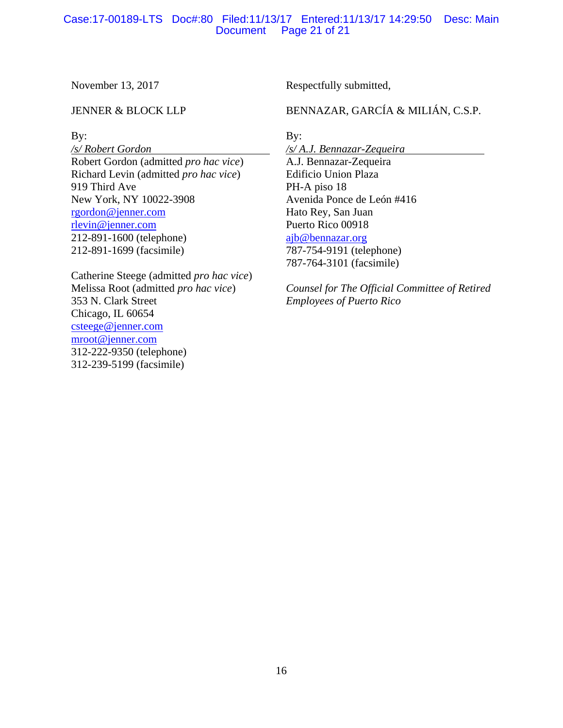November 13, 2017

Respectfully submitted,

JENNER & BLOCK LLP

By:
*/s/ Robert Gordon*
Robert Gordon (admitted *pro hac vice*)
Richard Levin (admitted *pro hac vice*)
919 Third Ave
New York, NY 10022-3908
rgordon@jenner.com
rlevin@jenner.com
212-891-1600 (telephone)
212-891-1699 (facsimile)

Catherine Steege (admitted *pro hac vice*)
Melissa Root (admitted *pro hac vice*)
353 N. Clark Street
Chicago, IL 60654
csteege@jenner.com
mroot@jenner.com
312-222-9350 (telephone)
312-239-5199 (facsimile)

BENNAZAR, GARCÍA & MILIÁN, C.S.P.

By:
*/s/ A.J. Bennazar-Zequeira*
A.J. Bennazar-Zequeira
Edificio Union Plaza
PH-A piso 18
Avenida Ponce de León #416
Hato Rey, San Juan
Puerto Rico 00918
ajb@bennazar.org
787-754-9191 (telephone)
787-764-3101 (facsimile)

*Counsel for The Official Committee of Retired Employees of Puerto Rico*